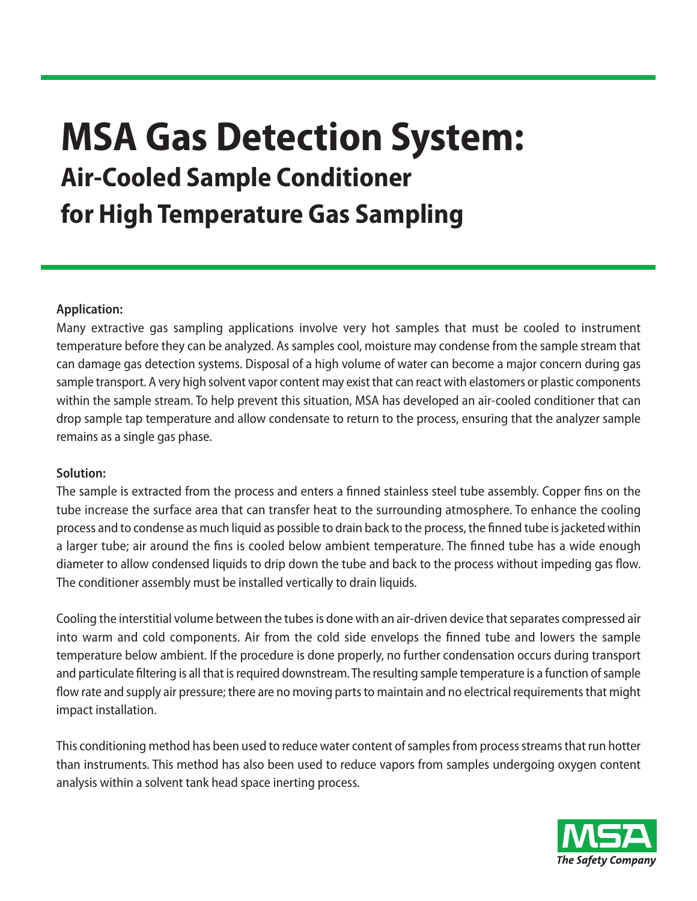# MSA Gas Detection System:

## Air-Cooled Sample Conditioner for High Temperature Gas Sampling

**Application:**

Many extractive gas sampling applications involve very hot samples that must be cooled to instrument temperature before they can be analyzed. As samples cool, moisture may condense from the sample stream that can damage gas detection systems. Disposal of a high volume of water can become a major concern during gas sample transport. A very high solvent vapor content may exist that can react with elastomers or plastic components within the sample stream. To help prevent this situation, MSA has developed an air-cooled conditioner that can drop sample tap temperature and allow condensate to return to the process, ensuring that the analyzer sample remains as a single gas phase.

**Solution:**

The sample is extracted from the process and enters a finned stainless steel tube assembly. Copper fins on the tube increase the surface area that can transfer heat to the surrounding atmosphere. To enhance the cooling process and to condense as much liquid as possible to drain back to the process, the finned tube is jacketed within a larger tube; air around the fins is cooled below ambient temperature. The finned tube has a wide enough diameter to allow condensed liquids to drip down the tube and back to the process without impeding gas flow. The conditioner assembly must be installed vertically to drain liquids.

Cooling the interstitial volume between the tubes is done with an air-driven device that separates compressed air into warm and cold components. Air from the cold side envelops the finned tube and lowers the sample temperature below ambient. If the procedure is done properly, no further condensation occurs during transport and particulate filtering is all that is required downstream. The resulting sample temperature is a function of sample flow rate and supply air pressure; there are no moving parts to maintain and no electrical requirements that might impact installation.

This conditioning method has been used to reduce water content of samples from process streams that run hotter than instruments. This method has also been used to reduce vapors from samples undergoing oxygen content analysis within a solvent tank head space inerting process.

MSA
*The Safety Company*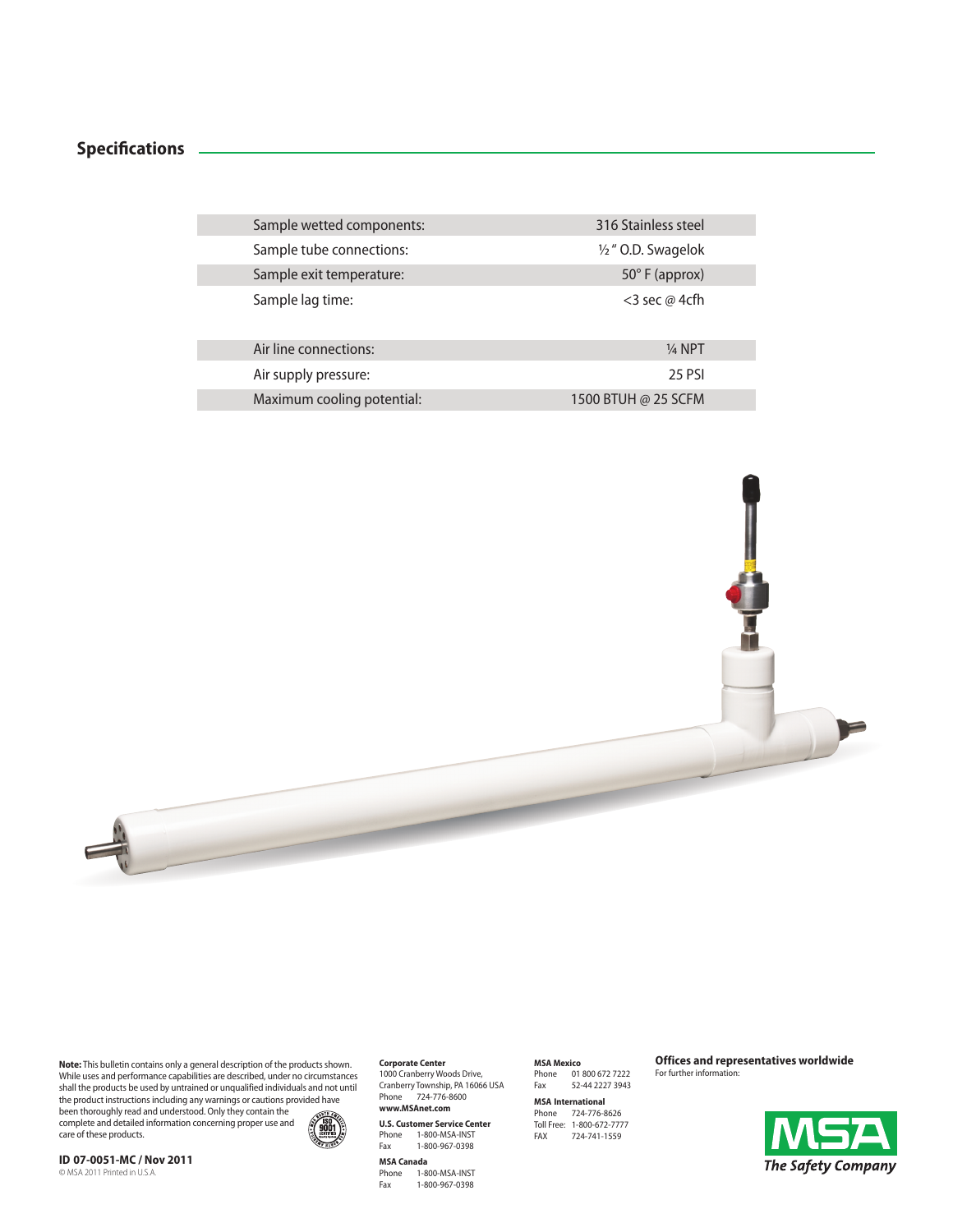## Specifications

| | |
|---|---|
| Sample wetted components: | 316 Stainless steel |
| Sample tube connections: | ½" O.D. Swagelok |
| Sample exit temperature: | 50° F (approx) |
| Sample lag time: | <3 sec @ 4cfh |
| Air line connections: | ¼ NPT |
| Air supply pressure: | 25 PSI |
| Maximum cooling potential: | 1500 BTUH @ 25 SCFM |

**Note:** This bulletin contains only a general description of the products shown. While uses and performance capabilities are described, under no circumstances shall the products be used by untrained or unqualified individuals and not until the product instructions including any warnings or cautions provided have been thoroughly read and understood. Only they contain the complete and detailed information concerning proper use and care of these products.

**ID 07-0051-MC / Nov 2011**
© MSA 2011 Printed in U.S.A.

**Corporate Center**
1000 Cranberry Woods Drive,
Cranberry Township, PA 16066 USA
Phone 724-776-8600
**www.MSAnet.com**

**U.S. Customer Service Center**
Phone 1-800-MSA-INST
Fax 1-800-967-0398

**MSA Canada**
Phone 1-800-MSA-INST
Fax 1-800-967-0398

**MSA Mexico**
Phone 01 800 672 7222
Fax 52-44 2227 3943

**MSA International**
Phone 724-776-8626
Toll Free: 1-800-672-7777
FAX 724-741-1559

**Offices and representatives worldwide**
For further information:

MSA
*The Safety Company*